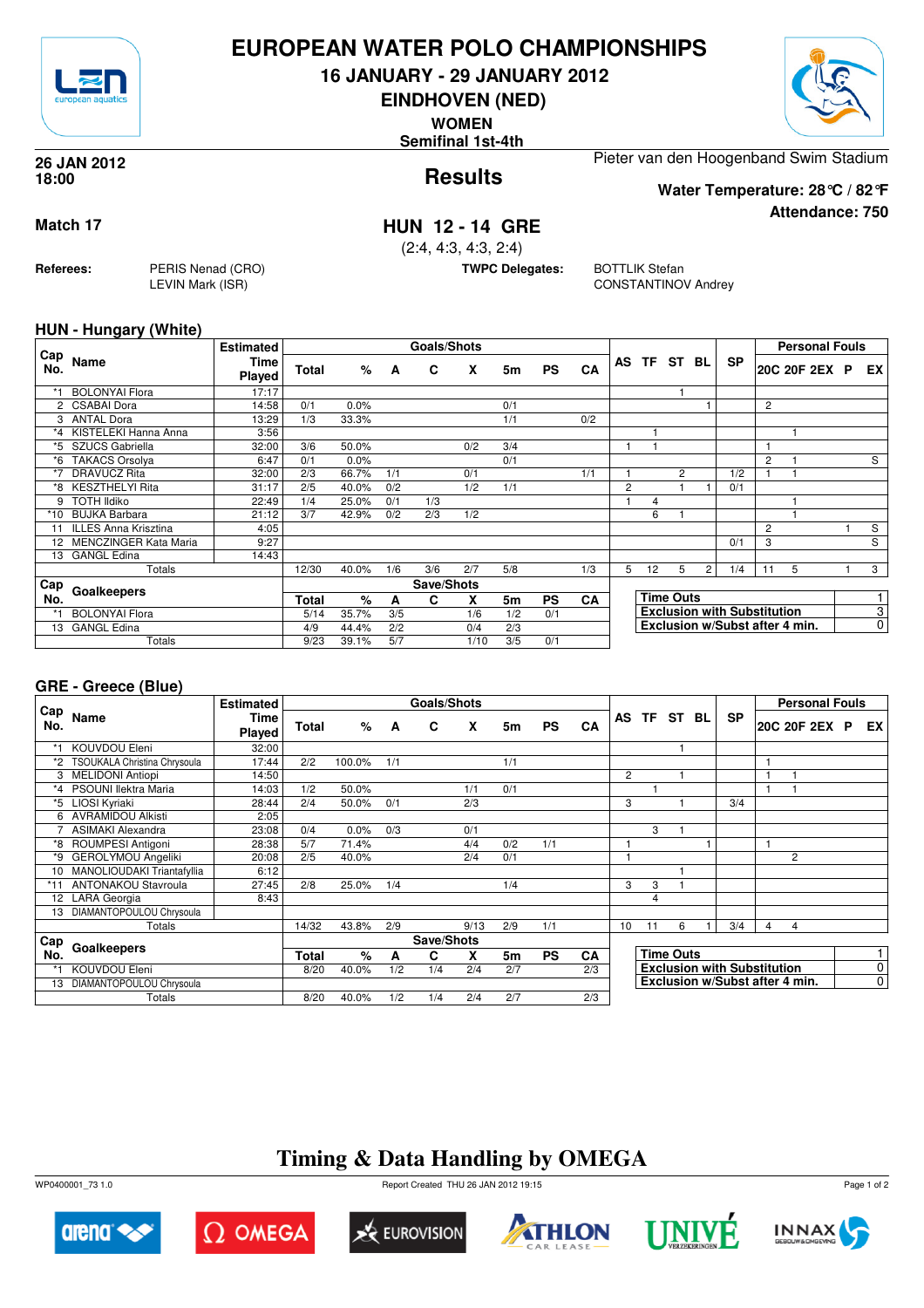# EUROPEAN WATER POLO CHAMPIONSHIPS

## 16 JANUARY - 29 JANUARY 2012

## EINDHOVEN (NED)

**WOMEN**

**Semifinal 1st-4th**

**26 JAN 2012**
**18:00**

## Results

Pieter van den Hoogenband Swim Stadium

**Water Temperature: 28°C / 82°F**

**Attendance: 750**

**Match 17**

## HUN 12 - 14 GRE

(2:4, 4:3, 4:3, 2:4)

**Referees:** PERIS Nenad (CRO), LEVIN Mark (ISR)

**TWPC Delegates:** BOTTLIK Stefan, CONSTANTINOV Andrey

### HUN - Hungary (White)

| Cap No. | Name | Estimated Time Played | Total | % | A | C | X | 5m | PS | CA | AS | TF | ST | BL | SP | 20C | 20F | 2EX | P | EX |
|---|---|---|---|---|---|---|---|---|---|---|---|---|---|---|---|---|---|---|---|---|
| *1 | BOLONYAI Flora | 17:17 | | | | | | | | | | | 1 | | | | | | | |
| 2 | CSABAI Dora | 14:58 | 0/1 | 0.0% | | | | 0/1 | | | | | | 1 | | 2 | | | | |
| 3 | ANTAL Dora | 13:29 | 1/3 | 33.3% | | | | 1/1 | | 0/2 | | | | | | | | | | |
| *4 | KISTELEKI Hanna Anna | 3:56 | | | | | | | | | | 1 | | | | | 1 | | | |
| *5 | SZUCS Gabriella | 32:00 | 3/6 | 50.0% | | | 0/2 | 3/4 | | | 1 | 1 | | | | 1 | | | | |
| *6 | TAKACS Orsolya | 6:47 | 0/1 | 0.0% | | | | 0/1 | | | | | | | | 2 | 1 | | | S |
| *7 | DRAVUCZ Rita | 32:00 | 2/3 | 66.7% | 1/1 | | 0/1 | | | 1/1 | 1 | | 2 | | 1/2 | 1 | 1 | | | |
| *8 | KESZTHELYI Rita | 31:17 | 2/5 | 40.0% | 0/2 | | 1/2 | 1/1 | | | 2 | | 1 | 1 | 0/1 | | | | | |
| 9 | TOTH Ildiko | 22:49 | 1/4 | 25.0% | 0/1 | 1/3 | | | | | 1 | 4 | | | | | 1 | | | |
| *10 | BUJKA Barbara | 21:12 | 3/7 | 42.9% | 0/2 | 2/3 | 1/2 | | | | | 6 | 1 | | | | 1 | | | |
| 11 | ILLES Anna Krisztina | 4:05 | | | | | | | | | | | | | | 2 | | | 1 | S |
| 12 | MENCZINGER Kata Maria | 9:27 | | | | | | | | | | | | | 0/1 | 3 | | | | S |
| 13 | GANGL Edina | 14:43 | | | | | | | | | | | | | | | | | | |
| | Totals | | 12/30 | 40.0% | 1/6 | 3/6 | 2/7 | 5/8 | | 1/3 | 5 | 12 | 5 | 2 | 1/4 | 11 | 5 | | 1 | 3 |

| Cap No. | Goalkeepers | Total | % | A | C | X | 5m | PS | CA |
|---|---|---|---|---|---|---|---|---|---|
| *1 | BOLONYAI Flora | 5/14 | 35.7% | 3/5 | | 1/6 | 1/2 | 0/1 | |
| 13 | GANGL Edina | 4/9 | 44.4% | 2/2 | | 0/4 | 2/3 | | |
| | Totals | 9/23 | 39.1% | 5/7 | | 1/10 | 3/5 | 0/1 | |

| | |
|---|---|
| Time Outs | 1 |
| Exclusion with Substitution | 3 |
| Exclusion w/Subst after 4 min. | 0 |

### GRE - Greece (Blue)

| Cap No. | Name | Estimated Time Played | Total | % | A | C | X | 5m | PS | CA | AS | TF | ST | BL | SP | 20C | 20F | 2EX | P | EX |
|---|---|---|---|---|---|---|---|---|---|---|---|---|---|---|---|---|---|---|---|---|
| *1 | KOUVDOU Eleni | 32:00 | | | | | | | | | | | 1 | | | | | | | |
| *2 | TSOUKALA Christina Chrysoula | 17:44 | 2/2 | 100.0% | 1/1 | | | 1/1 | | | | | | | | 1 | | | | |
| 3 | MELIDONI Antiopi | 14:50 | | | | | | | | | 2 | | 1 | | | 1 | 1 | | | |
| *4 | PSOUNI Ilektra Maria | 14:03 | 1/2 | 50.0% | | | 1/1 | 0/1 | | | | 1 | | | | 1 | 1 | | | |
| *5 | LIOSI Kyriaki | 28:44 | 2/4 | 50.0% | 0/1 | | 2/3 | | | | 3 | | 1 | | 3/4 | | | | | |
| 6 | AVRAMIDOU Alkisti | 2:05 | | | | | | | | | | | | | | | | | | |
| 7 | ASIMAKI Alexandra | 23:08 | 0/4 | 0.0% | 0/3 | | 0/1 | | | | | 3 | 1 | | | | | | | |
| *8 | ROUMPESI Antigoni | 28:38 | 5/7 | 71.4% | | | 4/4 | 0/2 | 1/1 | | 1 | | | 1 | | 1 | | | | |
| *9 | GEROLYMOU Angeliki | 20:08 | 2/5 | 40.0% | | | 2/4 | 0/1 | | | 1 | | | | | | 2 | | | |
| 10 | MANOLIOUDAKI Triantafyllia | 6:12 | | | | | | | | | | | 1 | | | | | | | |
| *11 | ANTONAKOU Stavroula | 27:45 | 2/8 | 25.0% | 1/4 | | | 1/4 | | | 3 | 3 | 1 | | | | | | | |
| 12 | LARA Georgia | 8:43 | | | | | | | | | | 4 | | | | | | | | |
| 13 | DIAMANTOPOULOU Chrysoula | | | | | | | | | | | | | | | | | | | |
| | Totals | | 14/32 | 43.8% | 2/9 | | 9/13 | 2/9 | 1/1 | | 10 | 11 | 6 | 1 | 3/4 | 4 | 4 | | | |

| Cap No. | Goalkeepers | Total | % | A | C | X | 5m | PS | CA |
|---|---|---|---|---|---|---|---|---|---|
| *1 | KOUVDOU Eleni | 8/20 | 40.0% | 1/2 | 1/4 | 2/4 | 2/7 | | 2/3 |
| 13 | DIAMANTOPOULOU Chrysoula | | | | | | | | |
| | Totals | 8/20 | 40.0% | 1/2 | 1/4 | 2/4 | 2/7 | | 2/3 |

| | |
|---|---|
| Time Outs | 1 |
| Exclusion with Substitution | 0 |
| Exclusion w/Subst after 4 min. | 0 |

## Timing & Data Handling by OMEGA

WP0400001_73 1.0 Report Created THU 26 JAN 2012 19:15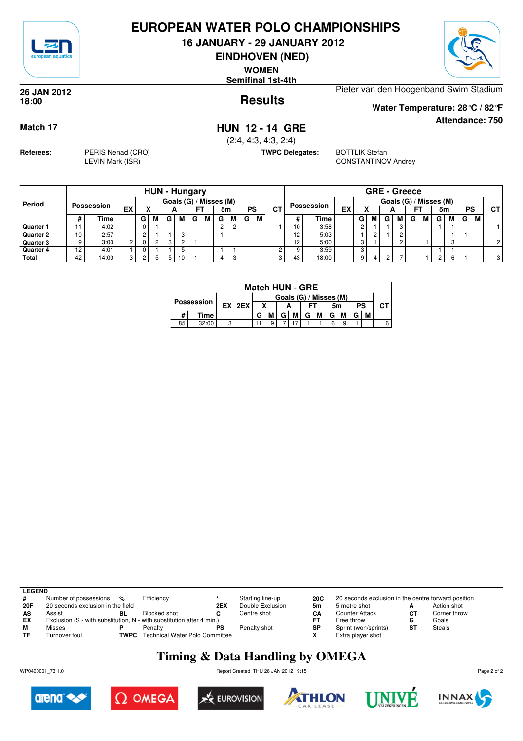# EUROPEAN WATER POLO CHAMPIONSHIPS

**16 JANUARY - 29 JANUARY 2012**

**EINDHOVEN (NED)**

**WOMEN**

**Semifinal 1st-4th**

**26 JAN 2012**
**18:00**

## Results

Pieter van den Hoogenband Swim Stadium

**Water Temperature: 28 °C / 82 °F**

**Attendance: 750**

**Match 17**

## HUN 12 - 14 GRE

(2:4, 4:3, 4:3, 2:4)

**Referees:** PERIS Nenad (CRO), LEVIN Mark (ISR)

**TWPC Delegates:** BOTTLIK Stefan, CONSTANTINOV Andrey

| Period | HUN - Hungary | | | | | | | | | | | | | | GRE - Greece | | | | | | | | | | | | | |
|---|---|---|---|---|---|---|---|---|---|---|---|---|---|---|---|---|---|---|---|---|---|---|---|---|---|---|---|---|
| | Possession | | EX | Goals (G) / Misses (M) | | | | | | | | | | CT | Possession | | EX | Goals (G) / Misses (M) | | | | | | | | | | CT |
| | | | | X | | A | | FT | | 5m | | PS | | | | | | X | | A | | FT | | 5m | | PS | | |
| | # | Time | | G | M | G | M | G | M | G | M | G | M | | # | Time | | G | M | G | M | G | M | G | M | G | M | |
| Quarter 1 | 11 | 4:02 | | 0 | 1 | | | | | 2 | 2 | | | 1 | 10 | 3:58 | | 2 | 1 | 1 | 3 | | | 1 | 1 | | | 1 |
| Quarter 2 | 10 | 2:57 | | 2 | 1 | 1 | 3 | | | 1 | | | | | 12 | 5:03 | | 1 | 2 | 1 | 2 | | | | 1 | 1 | | |
| Quarter 3 | 9 | 3:00 | 2 | 0 | 2 | 3 | 2 | 1 | | | | | | | 12 | 5:00 | | 3 | 1 | | 2 | | 1 | | 3 | | | 2 |
| Quarter 4 | 12 | 4:01 | 1 | 0 | 1 | 1 | 5 | | | 1 | 1 | | | 2 | 9 | 3:59 | | 3 | | | | | | 1 | 1 | | | |
| Total | 42 | 14:00 | 3 | 2 | 5 | 5 | 10 | 1 | | 4 | 3 | | | 3 | 43 | 18:00 | | 9 | 4 | 2 | 7 | | 1 | 2 | 6 | 1 | | 3 |

### Match HUN - GRE

| Possession | | EX | 2EX | Goals (G) / Misses (M) | | | | | | | | | | CT |
|---|---|---|---|---|---|---|---|---|---|---|---|---|---|---|
| | | | | X | | A | | FT | | 5m | | PS | | |
| # | Time | | | G | M | G | M | G | M | G | M | G | M | |
| 85 | 32:00 | 3 | | 11 | 9 | 7 | 17 | 1 | 1 | 6 | 9 | 1 | | 6 |

| LEGEND | | | | | | | |
|---|---|---|---|---|---|---|---|
| # | Number of possessions | % | Efficiency | * | Starting line-up | 20C | 20 seconds exclusion in the centre forward position |
| 20F | 20 seconds exclusion in the field | | | 2EX | Double Exclusion | 5m | 5 metre shot |
| AS | Assist | BL | Blocked shot | C | Centre shot | CA | Counter Attack |
| EX | Exclusion (S - with substitution, N - with substitution after 4 min.) | | | | | FT | Free throw |
| M | Misses | P | Penalty | PS | Penalty shot | SP | Sprint (won/sprints) |
| TF | Turnover foul | TWPC | Technical Water Polo Committee | | | X | Extra player shot |
| A | Action shot | CT | Corner throw | G | Goals | ST | Steals |

## Timing & Data Handling by OMEGA

WP0400001_73 1.0 — Report Created THU 26 JAN 2012 19:15